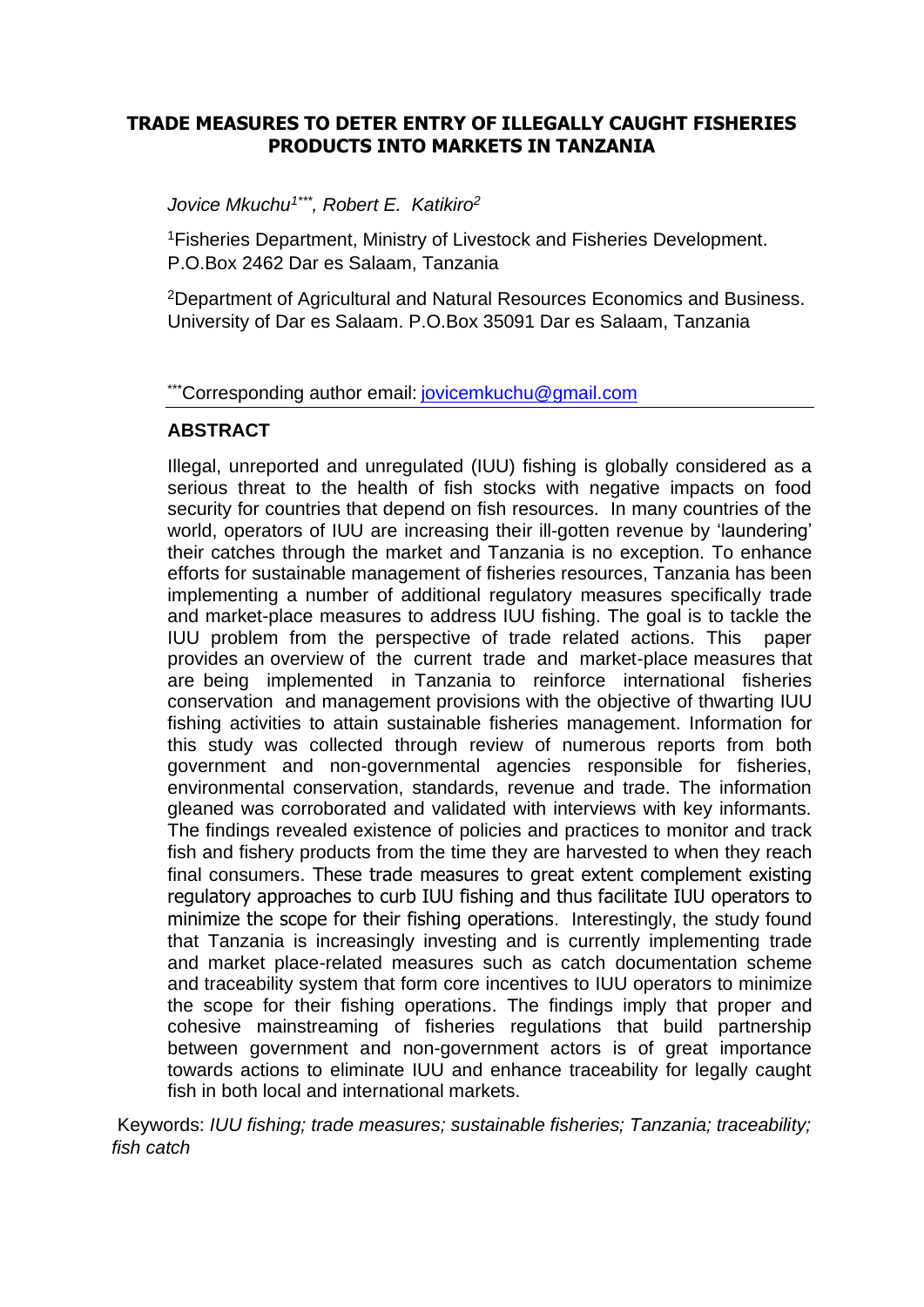# TRADE MEASURES TO DETER ENTRY OF ILLEGALLY CAUGHT FISHERIES PRODUCTS INTO MARKETS IN TANZANIA

*Jovice Mkuchu[1***], Robert E. Katikiro[2]*

[1]Fisheries Department, Ministry of Livestock and Fisheries Development. P.O.Box 2462 Dar es Salaam, Tanzania

[2]Department of Agricultural and Natural Resources Economics and Business. University of Dar es Salaam. P.O.Box 35091 Dar es Salaam, Tanzania

[***]Corresponding author email: jovicemkuchu@gmail.com

## ABSTRACT

Illegal, unreported and unregulated (IUU) fishing is globally considered as a serious threat to the health of fish stocks with negative impacts on food security for countries that depend on fish resources. In many countries of the world, operators of IUU are increasing their ill-gotten revenue by 'laundering' their catches through the market and Tanzania is no exception. To enhance efforts for sustainable management of fisheries resources, Tanzania has been implementing a number of additional regulatory measures specifically trade and market-place measures to address IUU fishing. The goal is to tackle the IUU problem from the perspective of trade related actions. This paper provides an overview of the current trade and market-place measures that are being implemented in Tanzania to reinforce international fisheries conservation and management provisions with the objective of thwarting IUU fishing activities to attain sustainable fisheries management. Information for this study was collected through review of numerous reports from both government and non-governmental agencies responsible for fisheries, environmental conservation, standards, revenue and trade. The information gleaned was corroborated and validated with interviews with key informants. The findings revealed existence of policies and practices to monitor and track fish and fishery products from the time they are harvested to when they reach final consumers. These trade measures to great extent complement existing regulatory approaches to curb IUU fishing and thus facilitate IUU operators to minimize the scope for their fishing operations. Interestingly, the study found that Tanzania is increasingly investing and is currently implementing trade and market place-related measures such as catch documentation scheme and traceability system that form core incentives to IUU operators to minimize the scope for their fishing operations. The findings imply that proper and cohesive mainstreaming of fisheries regulations that build partnership between government and non-government actors is of great importance towards actions to eliminate IUU and enhance traceability for legally caught fish in both local and international markets.

Keywords: *IUU fishing; trade measures; sustainable fisheries; Tanzania; traceability; fish catch*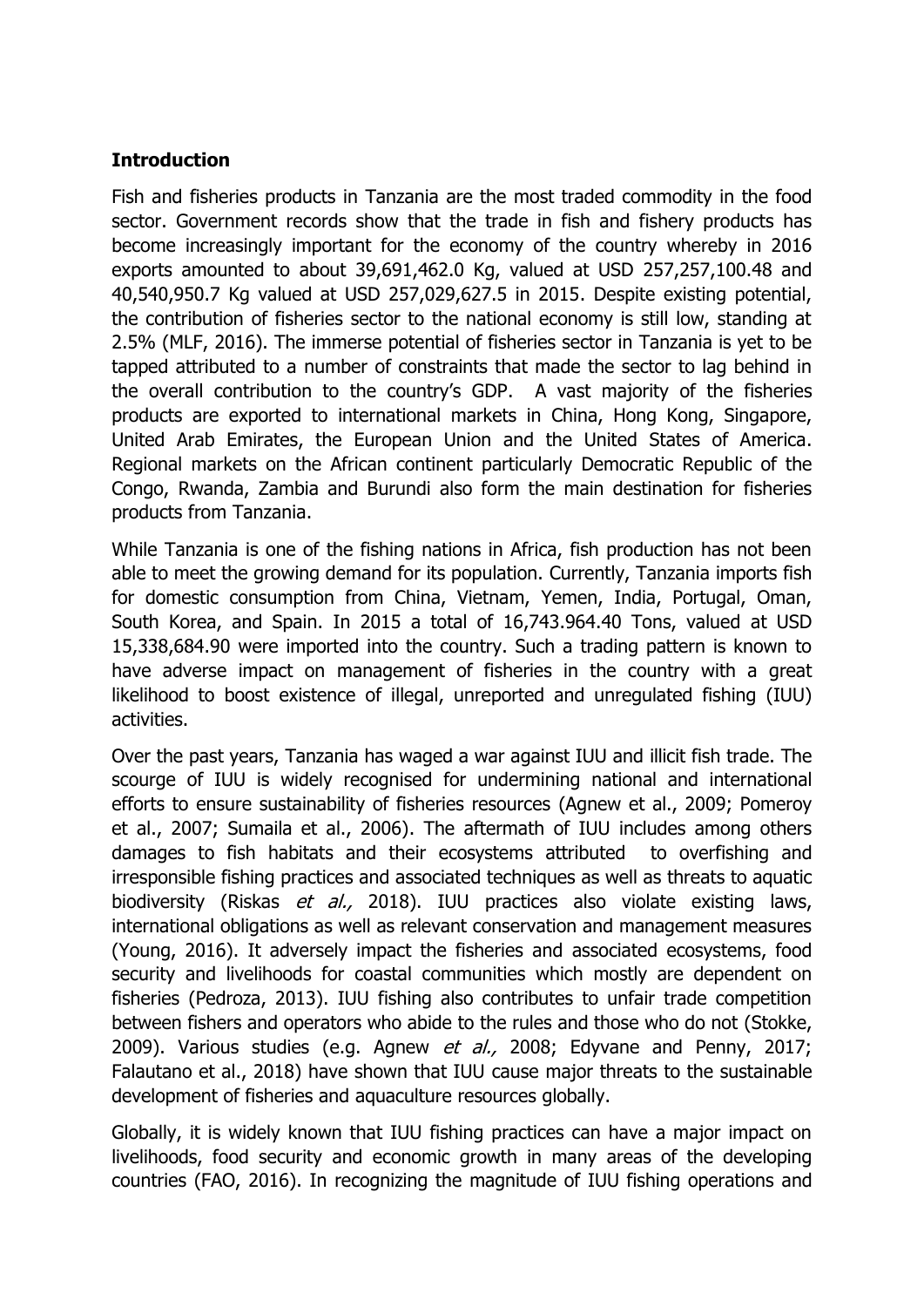## Introduction

Fish and fisheries products in Tanzania are the most traded commodity in the food sector. Government records show that the trade in fish and fishery products has become increasingly important for the economy of the country whereby in 2016 exports amounted to about 39,691,462.0 Kg, valued at USD 257,257,100.48 and 40,540,950.7 Kg valued at USD 257,029,627.5 in 2015. Despite existing potential, the contribution of fisheries sector to the national economy is still low, standing at 2.5% (MLF, 2016). The immerse potential of fisheries sector in Tanzania is yet to be tapped attributed to a number of constraints that made the sector to lag behind in the overall contribution to the country's GDP. A vast majority of the fisheries products are exported to international markets in China, Hong Kong, Singapore, United Arab Emirates, the European Union and the United States of America. Regional markets on the African continent particularly Democratic Republic of the Congo, Rwanda, Zambia and Burundi also form the main destination for fisheries products from Tanzania.

While Tanzania is one of the fishing nations in Africa, fish production has not been able to meet the growing demand for its population. Currently, Tanzania imports fish for domestic consumption from China, Vietnam, Yemen, India, Portugal, Oman, South Korea, and Spain. In 2015 a total of 16,743.964.40 Tons, valued at USD 15,338,684.90 were imported into the country. Such a trading pattern is known to have adverse impact on management of fisheries in the country with a great likelihood to boost existence of illegal, unreported and unregulated fishing (IUU) activities.

Over the past years, Tanzania has waged a war against IUU and illicit fish trade. The scourge of IUU is widely recognised for undermining national and international efforts to ensure sustainability of fisheries resources (Agnew et al., 2009; Pomeroy et al., 2007; Sumaila et al., 2006). The aftermath of IUU includes among others damages to fish habitats and their ecosystems attributed to overfishing and irresponsible fishing practices and associated techniques as well as threats to aquatic biodiversity (Riskas *et al.,* 2018). IUU practices also violate existing laws, international obligations as well as relevant conservation and management measures (Young, 2016). It adversely impact the fisheries and associated ecosystems, food security and livelihoods for coastal communities which mostly are dependent on fisheries (Pedroza, 2013). IUU fishing also contributes to unfair trade competition between fishers and operators who abide to the rules and those who do not (Stokke, 2009). Various studies (e.g. Agnew *et al.,* 2008; Edyvane and Penny, 2017; Falautano et al., 2018) have shown that IUU cause major threats to the sustainable development of fisheries and aquaculture resources globally.

Globally, it is widely known that IUU fishing practices can have a major impact on livelihoods, food security and economic growth in many areas of the developing countries (FAO, 2016). In recognizing the magnitude of IUU fishing operations and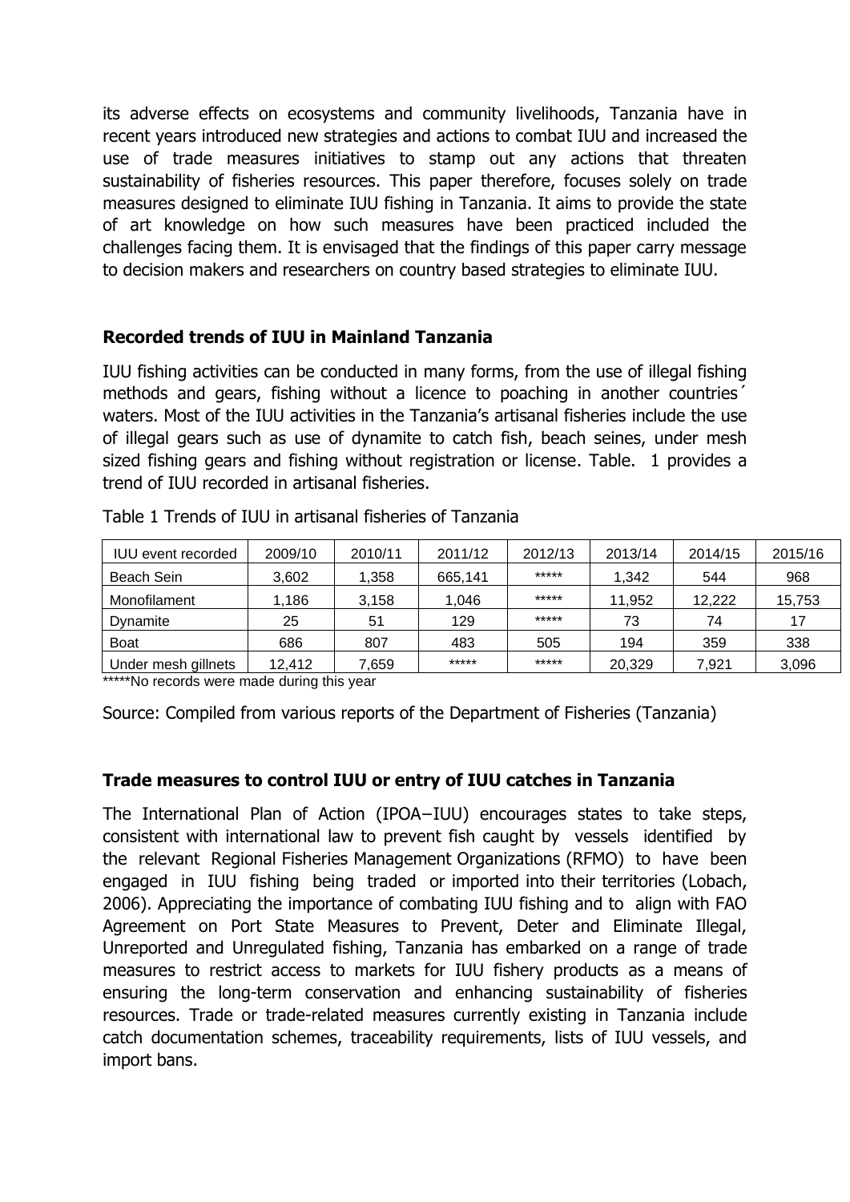its adverse effects on ecosystems and community livelihoods, Tanzania have in recent years introduced new strategies and actions to combat IUU and increased the use of trade measures initiatives to stamp out any actions that threaten sustainability of fisheries resources. This paper therefore, focuses solely on trade measures designed to eliminate IUU fishing in Tanzania. It aims to provide the state of art knowledge on how such measures have been practiced included the challenges facing them. It is envisaged that the findings of this paper carry message to decision makers and researchers on country based strategies to eliminate IUU.

## Recorded trends of IUU in Mainland Tanzania

IUU fishing activities can be conducted in many forms, from the use of illegal fishing methods and gears, fishing without a licence to poaching in another countries´ waters. Most of the IUU activities in the Tanzania's artisanal fisheries include the use of illegal gears such as use of dynamite to catch fish, beach seines, under mesh sized fishing gears and fishing without registration or license. Table. 1 provides a trend of IUU recorded in artisanal fisheries.

Table 1 Trends of IUU in artisanal fisheries of Tanzania

| IUU event recorded | 2009/10 | 2010/11 | 2011/12 | 2012/13 | 2013/14 | 2014/15 | 2015/16 |
|---|---|---|---|---|---|---|---|
| Beach Sein | 3,602 | 1,358 | 665,141 | ***** | 1,342 | 544 | 968 |
| Monofilament | 1,186 | 3,158 | 1,046 | ***** | 11,952 | 12,222 | 15,753 |
| Dynamite | 25 | 51 | 129 | ***** | 73 | 74 | 17 |
| Boat | 686 | 807 | 483 | 505 | 194 | 359 | 338 |
| Under mesh gillnets | 12,412 | 7,659 | ***** | ***** | 20,329 | 7,921 | 3,096 |

*****No records were made during this year

Source: Compiled from various reports of the Department of Fisheries (Tanzania)

## Trade measures to control IUU or entry of IUU catches in Tanzania

The International Plan of Action (IPOA–IUU) encourages states to take steps, consistent with international law to prevent fish caught by vessels identified by the relevant Regional Fisheries Management Organizations (RFMO) to have been engaged in IUU fishing being traded or imported into their territories (Lobach, 2006). Appreciating the importance of combating IUU fishing and to align with FAO Agreement on Port State Measures to Prevent, Deter and Eliminate Illegal, Unreported and Unregulated fishing, Tanzania has embarked on a range of trade measures to restrict access to markets for IUU fishery products as a means of ensuring the long-term conservation and enhancing sustainability of fisheries resources. Trade or trade-related measures currently existing in Tanzania include catch documentation schemes, traceability requirements, lists of IUU vessels, and import bans.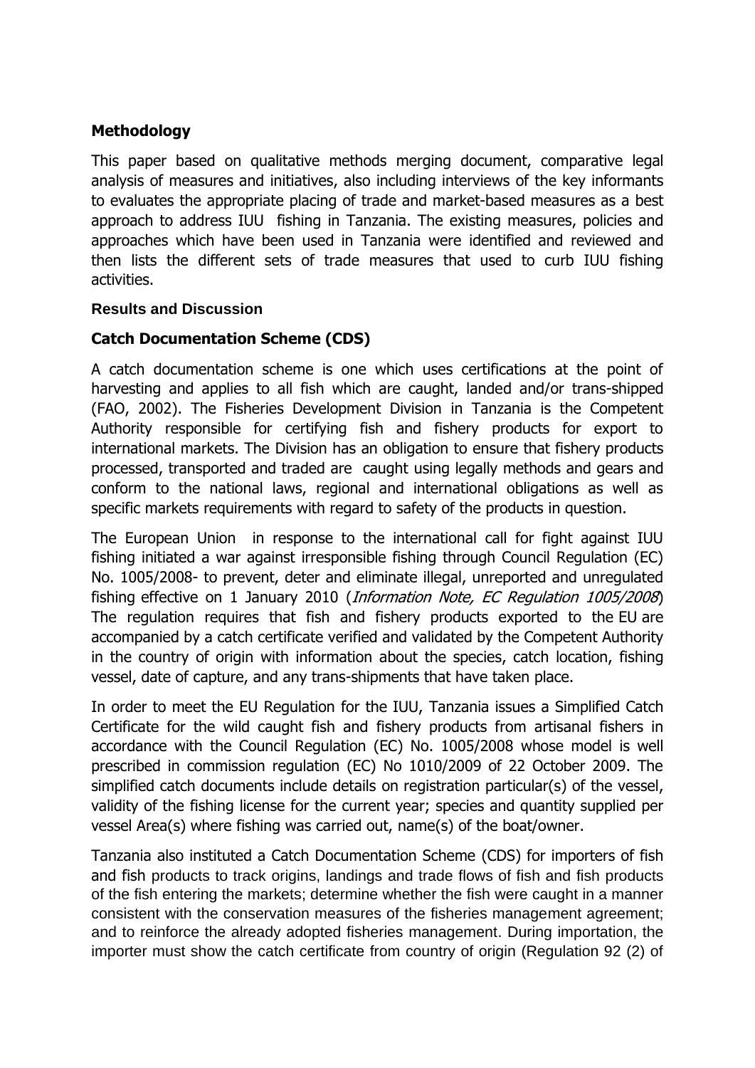## Methodology

This paper based on qualitative methods merging document, comparative legal analysis of measures and initiatives, also including interviews of the key informants to evaluates the appropriate placing of trade and market-based measures as a best approach to address IUU fishing in Tanzania. The existing measures, policies and approaches which have been used in Tanzania were identified and reviewed and then lists the different sets of trade measures that used to curb IUU fishing activities.

### Results and Discussion

### Catch Documentation Scheme (CDS)

A catch documentation scheme is one which uses certifications at the point of harvesting and applies to all fish which are caught, landed and/or trans-shipped (FAO, 2002). The Fisheries Development Division in Tanzania is the Competent Authority responsible for certifying fish and fishery products for export to international markets. The Division has an obligation to ensure that fishery products processed, transported and traded are caught using legally methods and gears and conform to the national laws, regional and international obligations as well as specific markets requirements with regard to safety of the products in question.

The European Union in response to the international call for fight against IUU fishing initiated a war against irresponsible fishing through Council Regulation (EC) No. 1005/2008- to prevent, deter and eliminate illegal, unreported and unregulated fishing effective on 1 January 2010 (*Information Note, EC Regulation 1005/2008*) The regulation requires that fish and fishery products exported to the EU are accompanied by a catch certificate verified and validated by the Competent Authority in the country of origin with information about the species, catch location, fishing vessel, date of capture, and any trans-shipments that have taken place.

In order to meet the EU Regulation for the IUU, Tanzania issues a Simplified Catch Certificate for the wild caught fish and fishery products from artisanal fishers in accordance with the Council Regulation (EC) No. 1005/2008 whose model is well prescribed in commission regulation (EC) No 1010/2009 of 22 October 2009. The simplified catch documents include details on registration particular(s) of the vessel, validity of the fishing license for the current year; species and quantity supplied per vessel Area(s) where fishing was carried out, name(s) of the boat/owner.

Tanzania also instituted a Catch Documentation Scheme (CDS) for importers of fish and fish products to track origins, landings and trade flows of fish and fish products of the fish entering the markets; determine whether the fish were caught in a manner consistent with the conservation measures of the fisheries management agreement; and to reinforce the already adopted fisheries management. During importation, the importer must show the catch certificate from country of origin (Regulation 92 (2) of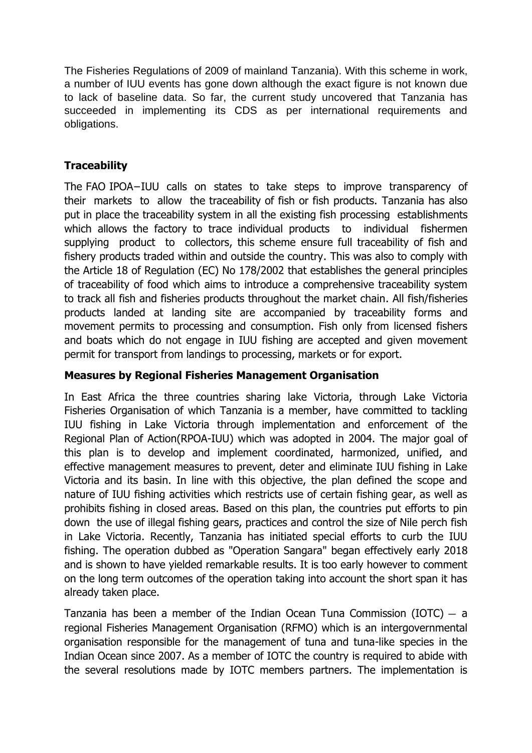The Fisheries Regulations of 2009 of mainland Tanzania). With this scheme in work, a number of IUU events has gone down although the exact figure is not known due to lack of baseline data. So far, the current study uncovered that Tanzania has succeeded in implementing its CDS as per international requirements and obligations.

## Traceability

The FAO IPOA–IUU calls on states to take steps to improve transparency of their markets to allow the traceability of fish or fish products. Tanzania has also put in place the traceability system in all the existing fish processing establishments which allows the factory to trace individual products to individual fishermen supplying product to collectors, this scheme ensure full traceability of fish and fishery products traded within and outside the country. This was also to comply with the Article 18 of Regulation (EC) No 178/2002 that establishes the general principles of traceability of food which aims to introduce a comprehensive traceability system to track all fish and fisheries products throughout the market chain. All fish/fisheries products landed at landing site are accompanied by traceability forms and movement permits to processing and consumption. Fish only from licensed fishers and boats which do not engage in IUU fishing are accepted and given movement permit for transport from landings to processing, markets or for export.

## Measures by Regional Fisheries Management Organisation

In East Africa the three countries sharing lake Victoria, through Lake Victoria Fisheries Organisation of which Tanzania is a member, have committed to tackling IUU fishing in Lake Victoria through implementation and enforcement of the Regional Plan of Action(RPOA-IUU) which was adopted in 2004. The major goal of this plan is to develop and implement coordinated, harmonized, unified, and effective management measures to prevent, deter and eliminate IUU fishing in Lake Victoria and its basin. In line with this objective, the plan defined the scope and nature of IUU fishing activities which restricts use of certain fishing gear, as well as prohibits fishing in closed areas. Based on this plan, the countries put efforts to pin down the use of illegal fishing gears, practices and control the size of Nile perch fish in Lake Victoria. Recently, Tanzania has initiated special efforts to curb the IUU fishing. The operation dubbed as "Operation Sangara" began effectively early 2018 and is shown to have yielded remarkable results. It is too early however to comment on the long term outcomes of the operation taking into account the short span it has already taken place.

Tanzania has been a member of the Indian Ocean Tuna Commission (IOTC) — a regional Fisheries Management Organisation (RFMO) which is an intergovernmental organisation responsible for the management of tuna and tuna-like species in the Indian Ocean since 2007. As a member of IOTC the country is required to abide with the several resolutions made by IOTC members partners. The implementation is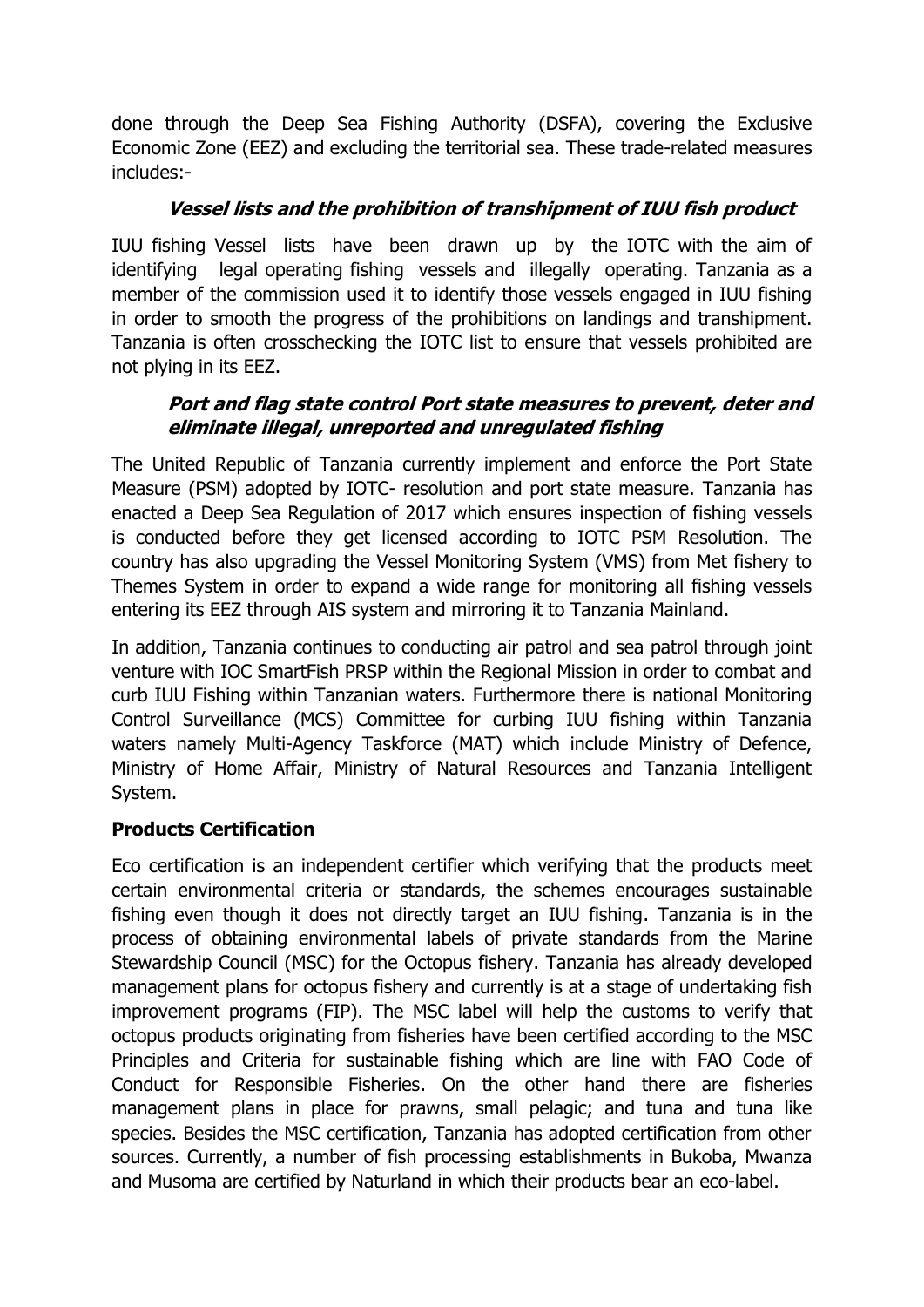done through the Deep Sea Fishing Authority (DSFA), covering the Exclusive Economic Zone (EEZ) and excluding the territorial sea. These trade-related measures includes:-

### ***Vessel lists and the prohibition of transhipment of IUU fish product***

IUU fishing Vessel lists have been drawn up by the IOTC with the aim of identifying legal operating fishing vessels and illegally operating. Tanzania as a member of the commission used it to identify those vessels engaged in IUU fishing in order to smooth the progress of the prohibitions on landings and transhipment. Tanzania is often crosschecking the IOTC list to ensure that vessels prohibited are not plying in its EEZ.

### ***Port and flag state control Port state measures to prevent, deter and eliminate illegal, unreported and unregulated fishing***

The United Republic of Tanzania currently implement and enforce the Port State Measure (PSM) adopted by IOTC- resolution and port state measure. Tanzania has enacted a Deep Sea Regulation of 2017 which ensures inspection of fishing vessels is conducted before they get licensed according to IOTC PSM Resolution. The country has also upgrading the Vessel Monitoring System (VMS) from Met fishery to Themes System in order to expand a wide range for monitoring all fishing vessels entering its EEZ through AIS system and mirroring it to Tanzania Mainland.

In addition, Tanzania continues to conducting air patrol and sea patrol through joint venture with IOC SmartFish PRSP within the Regional Mission in order to combat and curb IUU Fishing within Tanzanian waters. Furthermore there is national Monitoring Control Surveillance (MCS) Committee for curbing IUU fishing within Tanzania waters namely Multi-Agency Taskforce (MAT) which include Ministry of Defence, Ministry of Home Affair, Ministry of Natural Resources and Tanzania Intelligent System.

### **Products Certification**

Eco certification is an independent certifier which verifying that the products meet certain environmental criteria or standards, the schemes encourages sustainable fishing even though it does not directly target an IUU fishing. Tanzania is in the process of obtaining environmental labels of private standards from the Marine Stewardship Council (MSC) for the Octopus fishery. Tanzania has already developed management plans for octopus fishery and currently is at a stage of undertaking fish improvement programs (FIP). The MSC label will help the customs to verify that octopus products originating from fisheries have been certified according to the MSC Principles and Criteria for sustainable fishing which are line with FAO Code of Conduct for Responsible Fisheries. On the other hand there are fisheries management plans in place for prawns, small pelagic; and tuna and tuna like species. Besides the MSC certification, Tanzania has adopted certification from other sources. Currently, a number of fish processing establishments in Bukoba, Mwanza and Musoma are certified by Naturland in which their products bear an eco-label.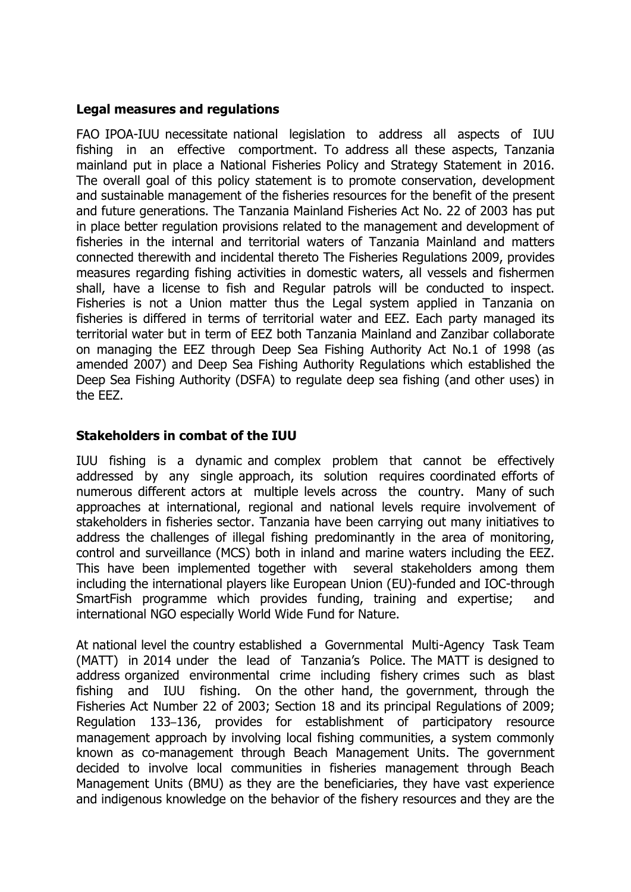**Legal measures and regulations**

FAO IPOA-IUU necessitate national legislation to address all aspects of IUU fishing in an effective comportment. To address all these aspects, Tanzania mainland put in place a National Fisheries Policy and Strategy Statement in 2016. The overall goal of this policy statement is to promote conservation, development and sustainable management of the fisheries resources for the benefit of the present and future generations. The Tanzania Mainland Fisheries Act No. 22 of 2003 has put in place better regulation provisions related to the management and development of fisheries in the internal and territorial waters of Tanzania Mainland and matters connected therewith and incidental thereto The Fisheries Regulations 2009, provides measures regarding fishing activities in domestic waters, all vessels and fishermen shall, have a license to fish and Regular patrols will be conducted to inspect. Fisheries is not a Union matter thus the Legal system applied in Tanzania on fisheries is differed in terms of territorial water and EEZ. Each party managed its territorial water but in term of EEZ both Tanzania Mainland and Zanzibar collaborate on managing the EEZ through Deep Sea Fishing Authority Act No.1 of 1998 (as amended 2007) and Deep Sea Fishing Authority Regulations which established the Deep Sea Fishing Authority (DSFA) to regulate deep sea fishing (and other uses) in the EEZ.

**Stakeholders in combat of the IUU**

IUU fishing is a dynamic and complex problem that cannot be effectively addressed by any single approach, its solution requires coordinated efforts of numerous different actors at multiple levels across the country. Many of such approaches at international, regional and national levels require involvement of stakeholders in fisheries sector. Tanzania have been carrying out many initiatives to address the challenges of illegal fishing predominantly in the area of monitoring, control and surveillance (MCS) both in inland and marine waters including the EEZ. This have been implemented together with several stakeholders among them including the international players like European Union (EU)-funded and IOC-through SmartFish programme which provides funding, training and expertise; and international NGO especially World Wide Fund for Nature.

At national level the country established a Governmental Multi-Agency Task Team (MATT) in 2014 under the lead of Tanzania's Police. The MATT is designed to address organized environmental crime including fishery crimes such as blast fishing and IUU fishing. On the other hand, the government, through the Fisheries Act Number 22 of 2003; Section 18 and its principal Regulations of 2009; Regulation 133–136, provides for establishment of participatory resource management approach by involving local fishing communities, a system commonly known as co-management through Beach Management Units. The government decided to involve local communities in fisheries management through Beach Management Units (BMU) as they are the beneficiaries, they have vast experience and indigenous knowledge on the behavior of the fishery resources and they are the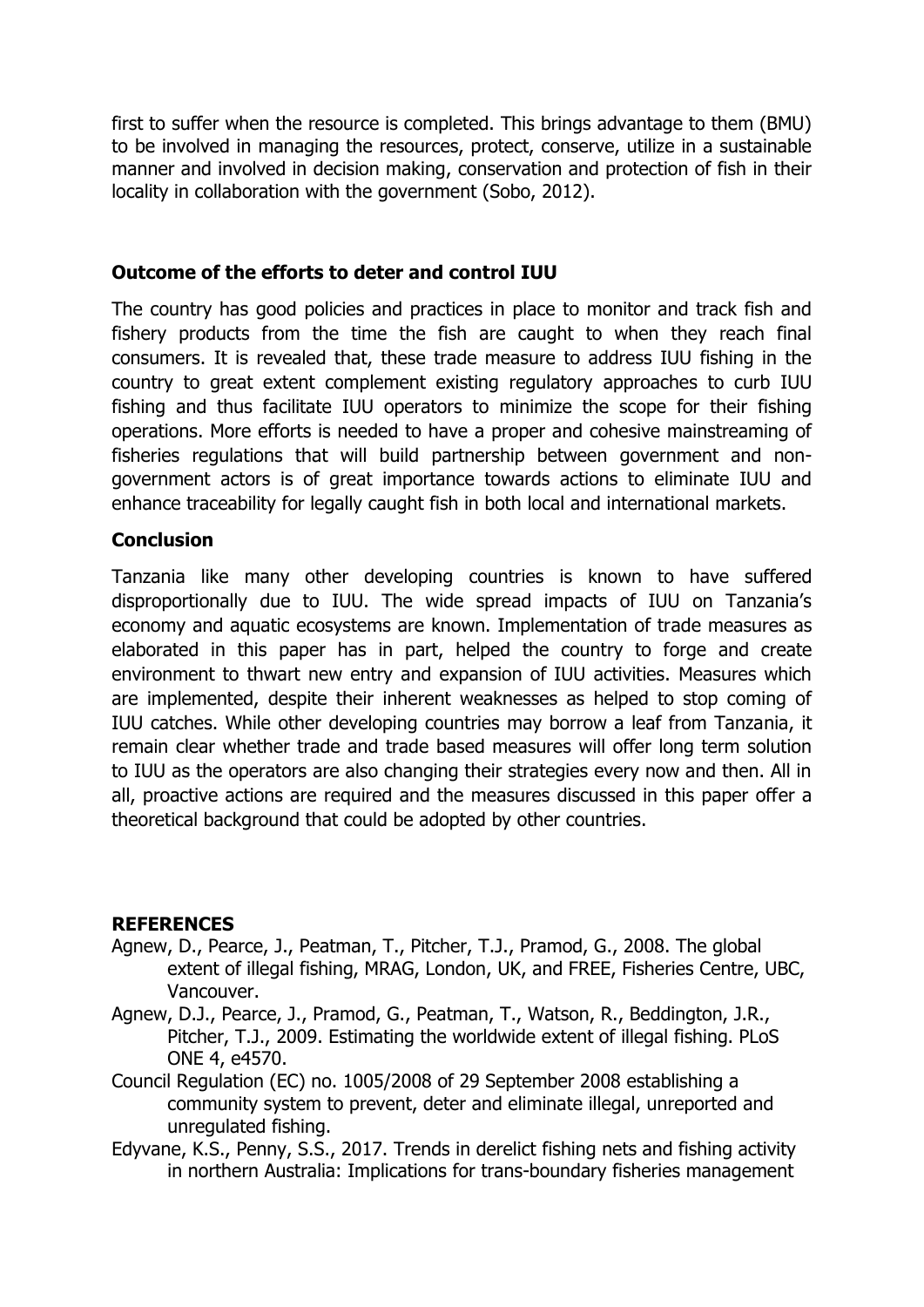first to suffer when the resource is completed. This brings advantage to them (BMU) to be involved in managing the resources, protect, conserve, utilize in a sustainable manner and involved in decision making, conservation and protection of fish in their locality in collaboration with the government (Sobo, 2012).

## Outcome of the efforts to deter and control IUU

The country has good policies and practices in place to monitor and track fish and fishery products from the time the fish are caught to when they reach final consumers. It is revealed that, these trade measure to address IUU fishing in the country to great extent complement existing regulatory approaches to curb IUU fishing and thus facilitate IUU operators to minimize the scope for their fishing operations. More efforts is needed to have a proper and cohesive mainstreaming of fisheries regulations that will build partnership between government and non-government actors is of great importance towards actions to eliminate IUU and enhance traceability for legally caught fish in both local and international markets.

## Conclusion

Tanzania like many other developing countries is known to have suffered disproportionally due to IUU. The wide spread impacts of IUU on Tanzania's economy and aquatic ecosystems are known. Implementation of trade measures as elaborated in this paper has in part, helped the country to forge and create environment to thwart new entry and expansion of IUU activities. Measures which are implemented, despite their inherent weaknesses as helped to stop coming of IUU catches. While other developing countries may borrow a leaf from Tanzania, it remain clear whether trade and trade based measures will offer long term solution to IUU as the operators are also changing their strategies every now and then. All in all, proactive actions are required and the measures discussed in this paper offer a theoretical background that could be adopted by other countries.

## REFERENCES

Agnew, D., Pearce, J., Peatman, T., Pitcher, T.J., Pramod, G., 2008. The global extent of illegal fishing, MRAG, London, UK, and FREE, Fisheries Centre, UBC, Vancouver.

Agnew, D.J., Pearce, J., Pramod, G., Peatman, T., Watson, R., Beddington, J.R., Pitcher, T.J., 2009. Estimating the worldwide extent of illegal fishing. PLoS ONE 4, e4570.

Council Regulation (EC) no. 1005/2008 of 29 September 2008 establishing a community system to prevent, deter and eliminate illegal, unreported and unregulated fishing.

Edyvane, K.S., Penny, S.S., 2017. Trends in derelict fishing nets and fishing activity in northern Australia: Implications for trans-boundary fisheries management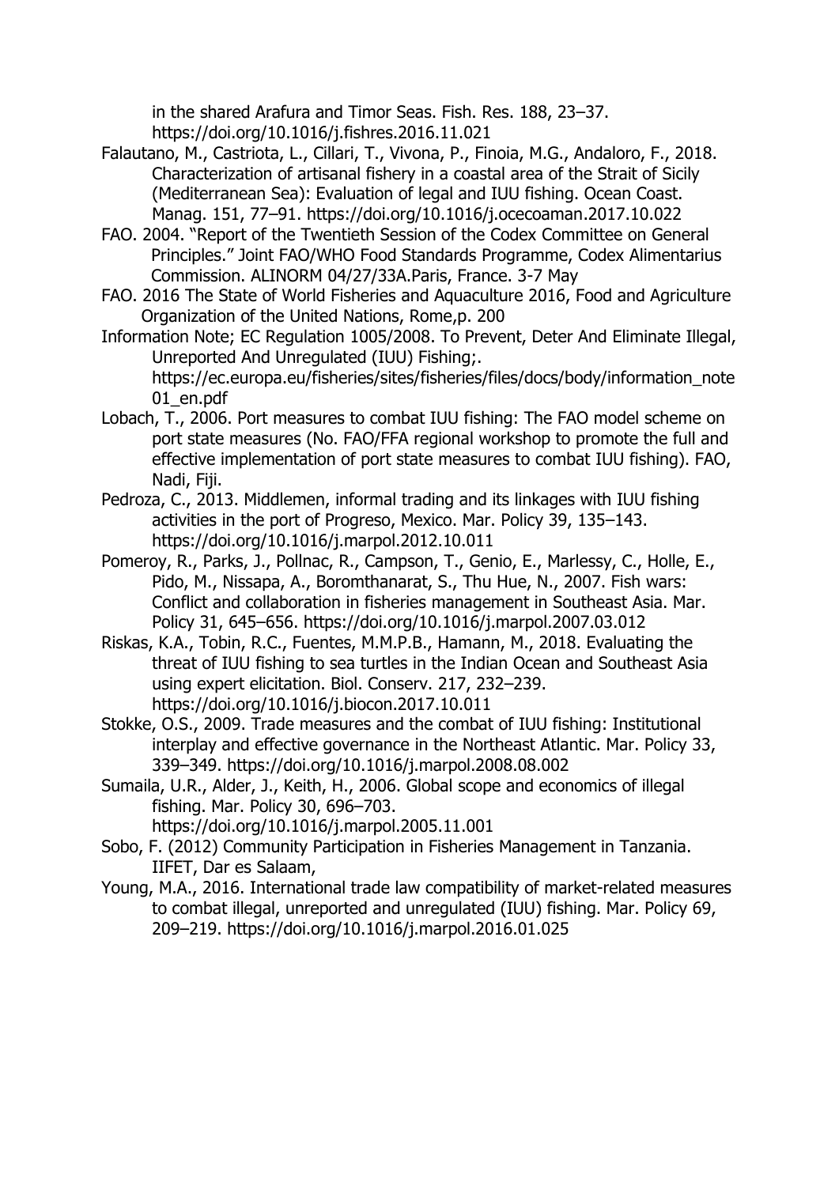in the shared Arafura and Timor Seas. Fish. Res. 188, 23–37. https://doi.org/10.1016/j.fishres.2016.11.021

Falautano, M., Castriota, L., Cillari, T., Vivona, P., Finoia, M.G., Andaloro, F., 2018. Characterization of artisanal fishery in a coastal area of the Strait of Sicily (Mediterranean Sea): Evaluation of legal and IUU fishing. Ocean Coast. Manag. 151, 77–91. https://doi.org/10.1016/j.ocecoaman.2017.10.022

FAO. 2004. "Report of the Twentieth Session of the Codex Committee on General Principles." Joint FAO/WHO Food Standards Programme, Codex Alimentarius Commission. ALINORM 04/27/33A.Paris, France. 3-7 May

FAO. 2016 The State of World Fisheries and Aquaculture 2016, Food and Agriculture Organization of the United Nations, Rome,p. 200

Information Note; EC Regulation 1005/2008. To Prevent, Deter And Eliminate Illegal, Unreported And Unregulated (IUU) Fishing;. https://ec.europa.eu/fisheries/sites/fisheries/files/docs/body/information_note01_en.pdf

Lobach, T., 2006. Port measures to combat IUU fishing: The FAO model scheme on port state measures (No. FAO/FFA regional workshop to promote the full and effective implementation of port state measures to combat IUU fishing). FAO, Nadi, Fiji.

Pedroza, C., 2013. Middlemen, informal trading and its linkages with IUU fishing activities in the port of Progreso, Mexico. Mar. Policy 39, 135–143. https://doi.org/10.1016/j.marpol.2012.10.011

Pomeroy, R., Parks, J., Pollnac, R., Campson, T., Genio, E., Marlessy, C., Holle, E., Pido, M., Nissapa, A., Boromthanarat, S., Thu Hue, N., 2007. Fish wars: Conflict and collaboration in fisheries management in Southeast Asia. Mar. Policy 31, 645–656. https://doi.org/10.1016/j.marpol.2007.03.012

Riskas, K.A., Tobin, R.C., Fuentes, M.M.P.B., Hamann, M., 2018. Evaluating the threat of IUU fishing to sea turtles in the Indian Ocean and Southeast Asia using expert elicitation. Biol. Conserv. 217, 232–239. https://doi.org/10.1016/j.biocon.2017.10.011

Stokke, O.S., 2009. Trade measures and the combat of IUU fishing: Institutional interplay and effective governance in the Northeast Atlantic. Mar. Policy 33, 339–349. https://doi.org/10.1016/j.marpol.2008.08.002

Sumaila, U.R., Alder, J., Keith, H., 2006. Global scope and economics of illegal fishing. Mar. Policy 30, 696–703. https://doi.org/10.1016/j.marpol.2005.11.001

Sobo, F. (2012) Community Participation in Fisheries Management in Tanzania. IIFET, Dar es Salaam,

Young, M.A., 2016. International trade law compatibility of market-related measures to combat illegal, unreported and unregulated (IUU) fishing. Mar. Policy 69, 209–219. https://doi.org/10.1016/j.marpol.2016.01.025